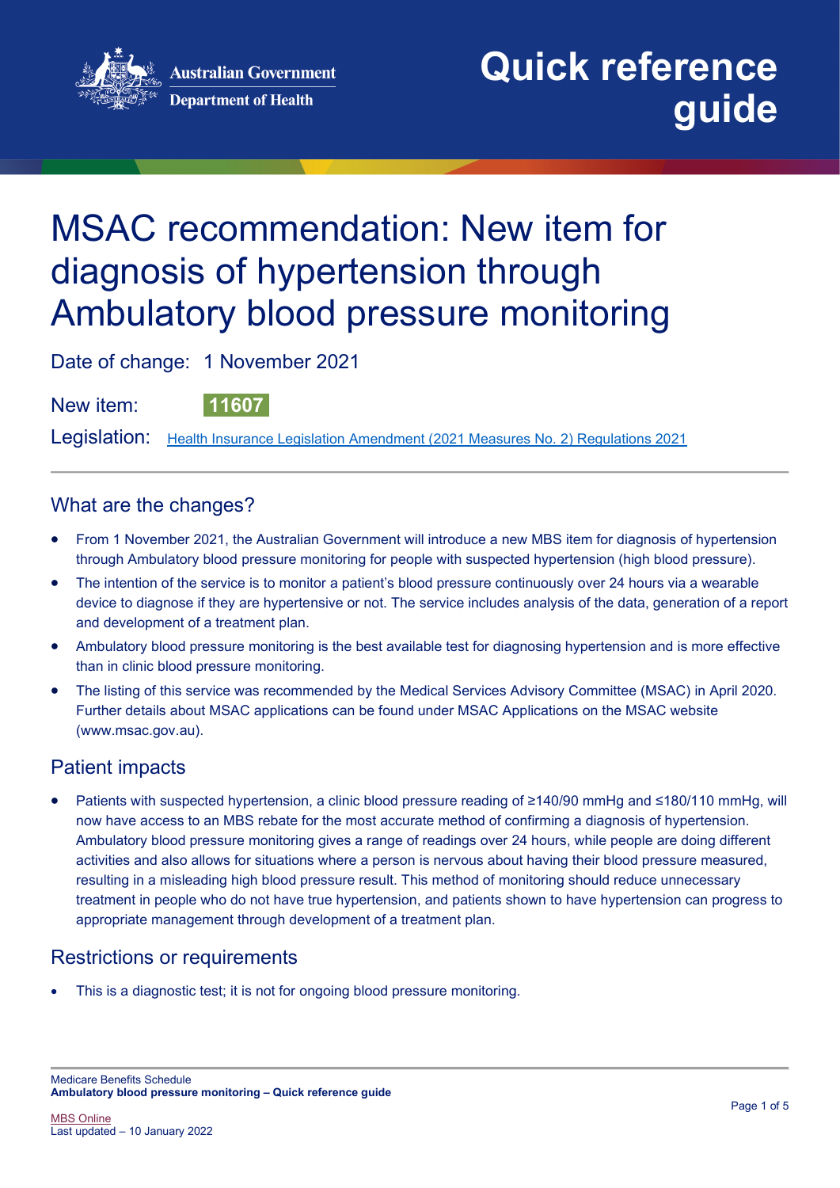Australian Government
Department of Health

# Quick reference guide

# MSAC recommendation: New item for diagnosis of hypertension through Ambulatory blood pressure monitoring

Date of change: 1 November 2021

New item: **11607**

Legislation: [Health Insurance Legislation Amendment (2021 Measures No. 2) Regulations 2021]()

## What are the changes?

- From 1 November 2021, the Australian Government will introduce a new MBS item for diagnosis of hypertension through Ambulatory blood pressure monitoring for people with suspected hypertension (high blood pressure).
- The intention of the service is to monitor a patient's blood pressure continuously over 24 hours via a wearable device to diagnose if they are hypertensive or not. The service includes analysis of the data, generation of a report and development of a treatment plan.
- Ambulatory blood pressure monitoring is the best available test for diagnosing hypertension and is more effective than in clinic blood pressure monitoring.
- The listing of this service was recommended by the Medical Services Advisory Committee (MSAC) in April 2020. Further details about MSAC applications can be found under MSAC Applications on the MSAC website (www.msac.gov.au).

## Patient impacts

- Patients with suspected hypertension, a clinic blood pressure reading of ≥140/90 mmHg and ≤180/110 mmHg, will now have access to an MBS rebate for the most accurate method of confirming a diagnosis of hypertension. Ambulatory blood pressure monitoring gives a range of readings over 24 hours, while people are doing different activities and also allows for situations where a person is nervous about having their blood pressure measured, resulting in a misleading high blood pressure result. This method of monitoring should reduce unnecessary treatment in people who do not have true hypertension, and patients shown to have hypertension can progress to appropriate management through development of a treatment plan.

## Restrictions or requirements

- This is a diagnostic test; it is not for ongoing blood pressure monitoring.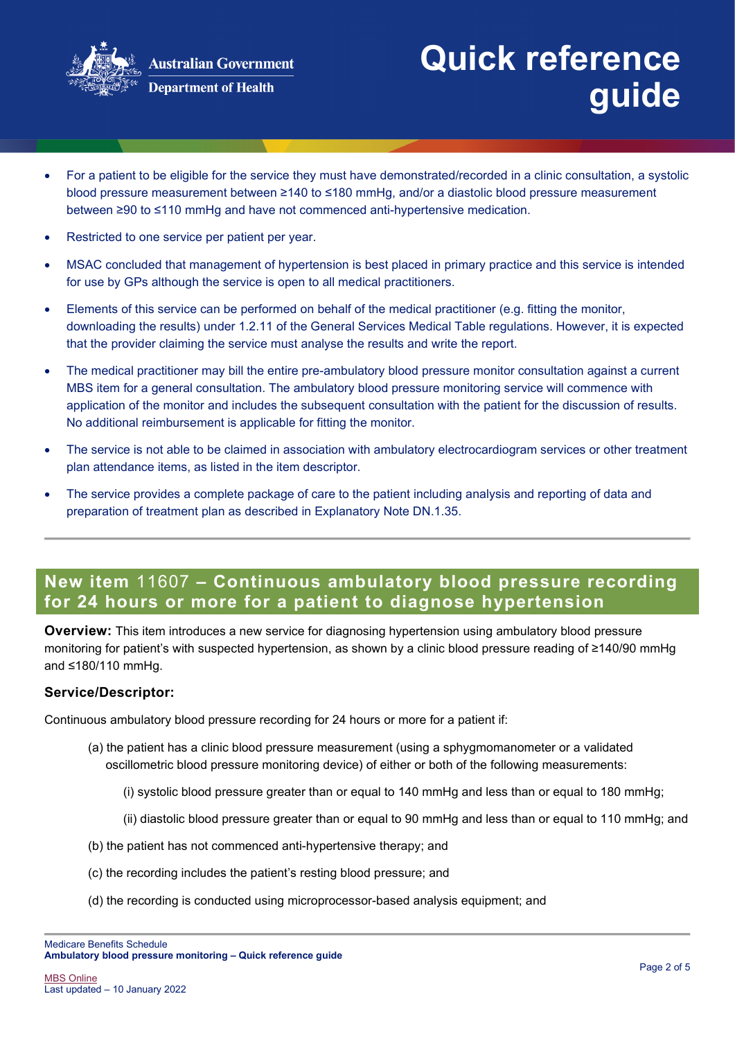- For a patient to be eligible for the service they must have demonstrated/recorded in a clinic consultation, a systolic blood pressure measurement between ≥140 to ≤180 mmHg, and/or a diastolic blood pressure measurement between ≥90 to ≤110 mmHg and have not commenced anti-hypertensive medication.
- Restricted to one service per patient per year.
- MSAC concluded that management of hypertension is best placed in primary practice and this service is intended for use by GPs although the service is open to all medical practitioners.
- Elements of this service can be performed on behalf of the medical practitioner (e.g. fitting the monitor, downloading the results) under 1.2.11 of the General Services Medical Table regulations. However, it is expected that the provider claiming the service must analyse the results and write the report.
- The medical practitioner may bill the entire pre-ambulatory blood pressure monitor consultation against a current MBS item for a general consultation. The ambulatory blood pressure monitoring service will commence with application of the monitor and includes the subsequent consultation with the patient for the discussion of results. No additional reimbursement is applicable for fitting the monitor.
- The service is not able to be claimed in association with ambulatory electrocardiogram services or other treatment plan attendance items, as listed in the item descriptor.
- The service provides a complete package of care to the patient including analysis and reporting of data and preparation of treatment plan as described in Explanatory Note DN.1.35.

## New item 11607 – Continuous ambulatory blood pressure recording for 24 hours or more for a patient to diagnose hypertension

**Overview:** This item introduces a new service for diagnosing hypertension using ambulatory blood pressure monitoring for patient's with suspected hypertension, as shown by a clinic blood pressure reading of ≥140/90 mmHg and ≤180/110 mmHg.

### Service/Descriptor:

Continuous ambulatory blood pressure recording for 24 hours or more for a patient if:

(a) the patient has a clinic blood pressure measurement (using a sphygmomanometer or a validated oscillometric blood pressure monitoring device) of either or both of the following measurements:

(i) systolic blood pressure greater than or equal to 140 mmHg and less than or equal to 180 mmHg;

(ii) diastolic blood pressure greater than or equal to 90 mmHg and less than or equal to 110 mmHg; and

(b) the patient has not commenced anti-hypertensive therapy; and

(c) the recording includes the patient's resting blood pressure; and

(d) the recording is conducted using microprocessor-based analysis equipment; and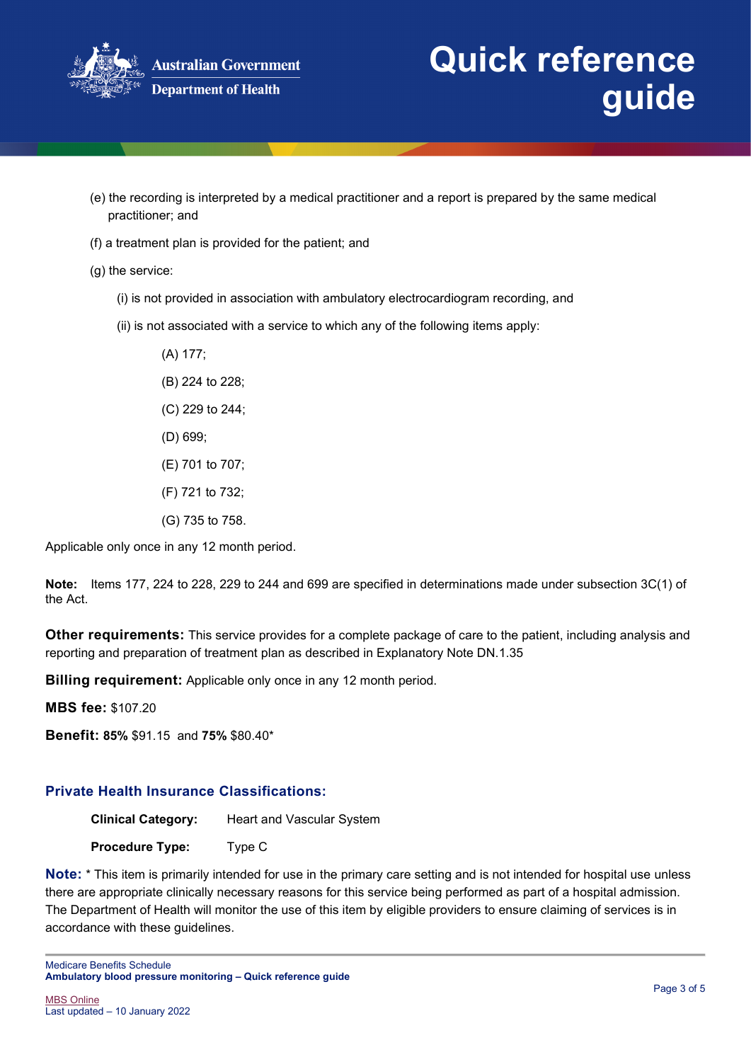(e) the recording is interpreted by a medical practitioner and a report is prepared by the same medical practitioner; and

(f) a treatment plan is provided for the patient; and

(g) the service:

(i) is not provided in association with ambulatory electrocardiogram recording, and

(ii) is not associated with a service to which any of the following items apply:

(A) 177;

(B) 224 to 228;

(C) 229 to 244;

(D) 699;

(E) 701 to 707;

(F) 721 to 732;

(G) 735 to 758.

Applicable only once in any 12 month period.

**Note:** Items 177, 224 to 228, 229 to 244 and 699 are specified in determinations made under subsection 3C(1) of the Act.

**Other requirements:** This service provides for a complete package of care to the patient, including analysis and reporting and preparation of treatment plan as described in Explanatory Note DN.1.35

**Billing requirement:** Applicable only once in any 12 month period.

**MBS fee:** $107.20

**Benefit:** **85%** $91.15 and **75%** $80.40*

### Private Health Insurance Classifications:

**Clinical Category:** Heart and Vascular System

**Procedure Type:** Type C

**Note:** * This item is primarily intended for use in the primary care setting and is not intended for hospital use unless there are appropriate clinically necessary reasons for this service being performed as part of a hospital admission. The Department of Health will monitor the use of this item by eligible providers to ensure claiming of services is in accordance with these guidelines.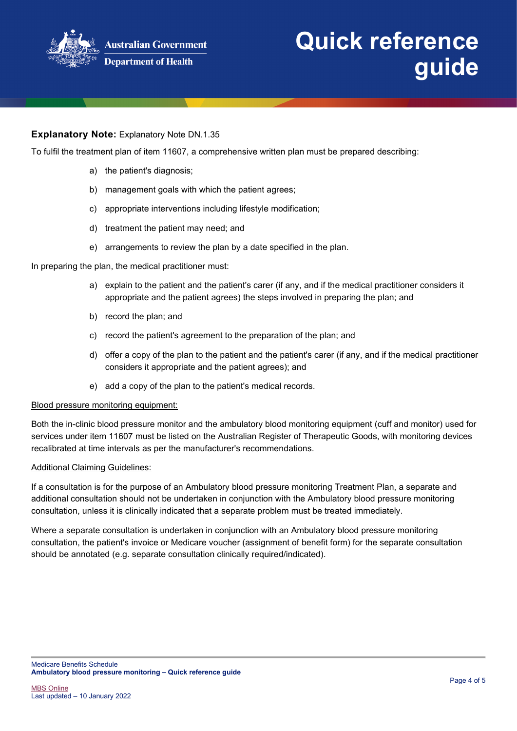**Explanatory Note:** Explanatory Note DN.1.35

To fulfil the treatment plan of item 11607, a comprehensive written plan must be prepared describing:

a) the patient's diagnosis;

b) management goals with which the patient agrees;

c) appropriate interventions including lifestyle modification;

d) treatment the patient may need; and

e) arrangements to review the plan by a date specified in the plan.

In preparing the plan, the medical practitioner must:

a) explain to the patient and the patient's carer (if any, and if the medical practitioner considers it appropriate and the patient agrees) the steps involved in preparing the plan; and

b) record the plan; and

c) record the patient's agreement to the preparation of the plan; and

d) offer a copy of the plan to the patient and the patient's carer (if any, and if the medical practitioner considers it appropriate and the patient agrees); and

e) add a copy of the plan to the patient's medical records.

<u>Blood pressure monitoring equipment:</u>

Both the in-clinic blood pressure monitor and the ambulatory blood monitoring equipment (cuff and monitor) used for services under item 11607 must be listed on the Australian Register of Therapeutic Goods, with monitoring devices recalibrated at time intervals as per the manufacturer's recommendations.

<u>Additional Claiming Guidelines:</u>

If a consultation is for the purpose of an Ambulatory blood pressure monitoring Treatment Plan, a separate and additional consultation should not be undertaken in conjunction with the Ambulatory blood pressure monitoring consultation, unless it is clinically indicated that a separate problem must be treated immediately.

Where a separate consultation is undertaken in conjunction with an Ambulatory blood pressure monitoring consultation, the patient's invoice or Medicare voucher (assignment of benefit form) for the separate consultation should be annotated (e.g. separate consultation clinically required/indicated).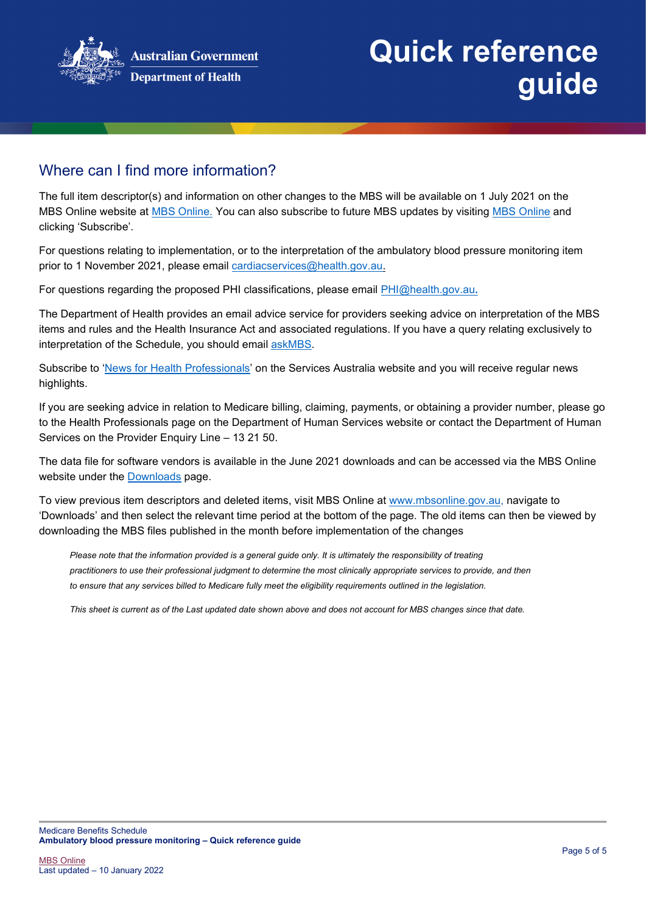## Where can I find more information?

The full item descriptor(s) and information on other changes to the MBS will be available on 1 July 2021 on the MBS Online website at MBS Online. You can also subscribe to future MBS updates by visiting MBS Online and clicking 'Subscribe'.

For questions relating to implementation, or to the interpretation of the ambulatory blood pressure monitoring item prior to 1 November 2021, please email cardiacservices@health.gov.au.

For questions regarding the proposed PHI classifications, please email PHI@health.gov.au.

The Department of Health provides an email advice service for providers seeking advice on interpretation of the MBS items and rules and the Health Insurance Act and associated regulations. If you have a query relating exclusively to interpretation of the Schedule, you should email askMBS.

Subscribe to 'News for Health Professionals' on the Services Australia website and you will receive regular news highlights.

If you are seeking advice in relation to Medicare billing, claiming, payments, or obtaining a provider number, please go to the Health Professionals page on the Department of Human Services website or contact the Department of Human Services on the Provider Enquiry Line – 13 21 50.

The data file for software vendors is available in the June 2021 downloads and can be accessed via the MBS Online website under the Downloads page.

To view previous item descriptors and deleted items, visit MBS Online at www.mbsonline.gov.au, navigate to 'Downloads' and then select the relevant time period at the bottom of the page. The old items can then be viewed by downloading the MBS files published in the month before implementation of the changes

*Please note that the information provided is a general guide only. It is ultimately the responsibility of treating practitioners to use their professional judgment to determine the most clinically appropriate services to provide, and then to ensure that any services billed to Medicare fully meet the eligibility requirements outlined in the legislation.*

*This sheet is current as of the Last updated date shown above and does not account for MBS changes since that date.*

Medicare Benefits Schedule
**Ambulatory blood pressure monitoring – Quick reference guide**

MBS Online
Last updated – 10 January 2022